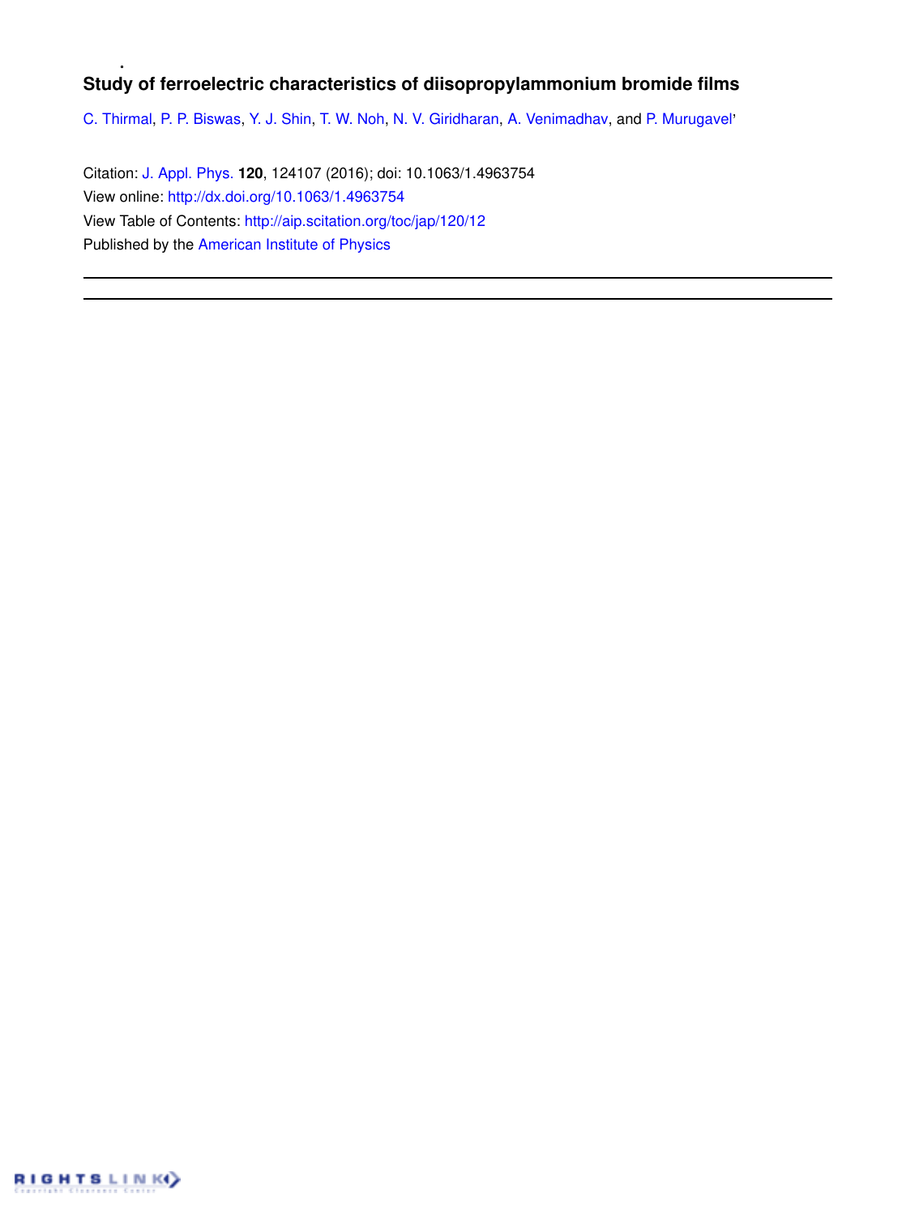# Study of ferroelectric characteristics of diisopropylammonium bromide films

C. Thirmal, P. P. Biswas, Y. J. Shin, T. W. Noh, N. V. Giridharan, A. Venimadhav, and P. Murugavel

Citation: J. Appl. Phys. **120**, 124107 (2016); doi: 10.1063/1.4963754

View online: http://dx.doi.org/10.1063/1.4963754

View Table of Contents: http://aip.scitation.org/toc/jap/120/12

Published by the American Institute of Physics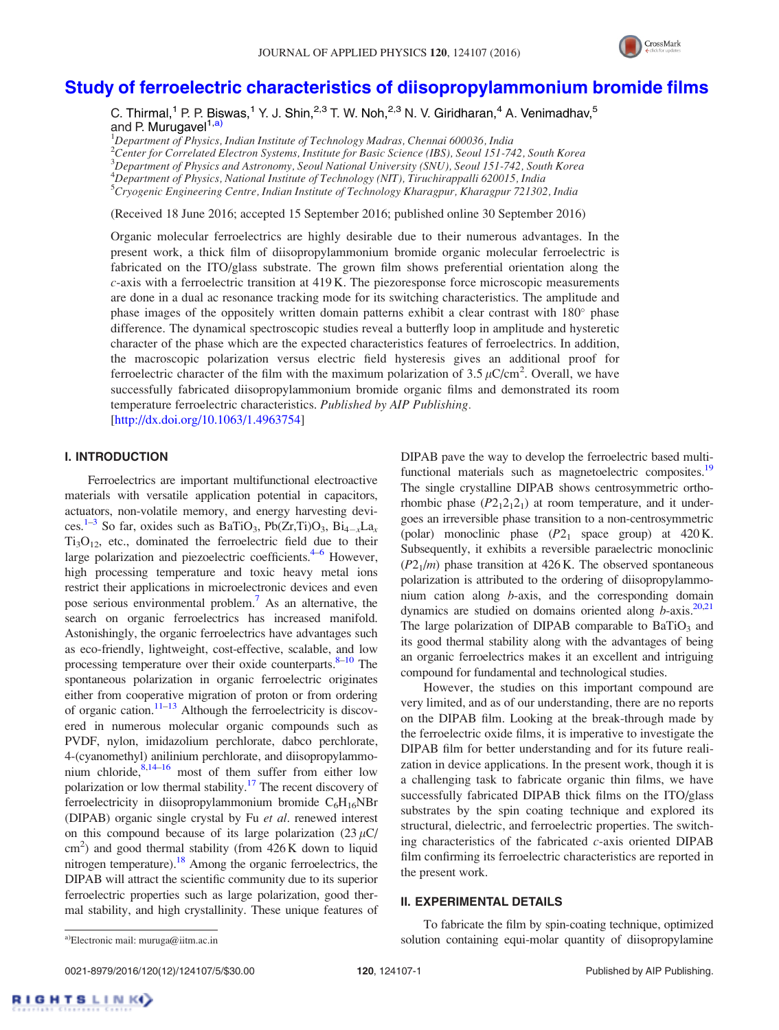# Study of ferroelectric characteristics of diisopropylammonium bromide films

C. Thirmal,[1] P. P. Biswas,[1] Y. J. Shin,[2,3] T. W. Noh,[2,3] N. V. Giridharan,[4] A. Venimadhav,[5] and P. Murugavel[1,a)]

[1]*Department of Physics, Indian Institute of Technology Madras, Chennai 600036, India*
[2]*Center for Correlated Electron Systems, Institute for Basic Science (IBS), Seoul 151-742, South Korea*
[3]*Department of Physics and Astronomy, Seoul National University (SNU), Seoul 151-742, South Korea*
[4]*Department of Physics, National Institute of Technology (NIT), Tiruchirappalli 620015, India*
[5]*Cryogenic Engineering Centre, Indian Institute of Technology Kharagpur, Kharagpur 721302, India*

(Received 18 June 2016; accepted 15 September 2016; published online 30 September 2016)

Organic molecular ferroelectrics are highly desirable due to their numerous advantages. In the present work, a thick film of diisopropylammonium bromide organic molecular ferroelectric is fabricated on the ITO/glass substrate. The grown film shows preferential orientation along the *c*-axis with a ferroelectric transition at 419 K. The piezoresponse force microscopic measurements are done in a dual ac resonance tracking mode for its switching characteristics. The amplitude and phase images of the oppositely written domain patterns exhibit a clear contrast with 180° phase difference. The dynamical spectroscopic studies reveal a butterfly loop in amplitude and hysteretic character of the phase which are the expected characteristics features of ferroelectrics. In addition, the macroscopic polarization versus electric field hysteresis gives an additional proof for ferroelectric character of the film with the maximum polarization of 3.5 $\mu$C/cm$^2$. Overall, we have successfully fabricated diisopropylammonium bromide organic films and demonstrated its room temperature ferroelectric characteristics. *Published by AIP Publishing.*
[http://dx.doi.org/10.1063/1.4963754]

## I. INTRODUCTION

Ferroelectrics are important multifunctional electroactive materials with versatile application potential in capacitors, actuators, non-volatile memory, and energy harvesting devices.[1–3] So far, oxides such as $BaTiO_3$, $Pb(Zr,Ti)O_3$, $Bi_{4-x}La_xTi_3O_{12}$, etc., dominated the ferroelectric field due to their large polarization and piezoelectric coefficients.[4–6] However, high processing temperature and toxic heavy metal ions restrict their applications in microelectronic devices and even pose serious environmental problem.[7] As an alternative, the search on organic ferroelectrics has increased manifold. Astonishingly, the organic ferroelectrics have advantages such as eco-friendly, lightweight, cost-effective, scalable, and low processing temperature over their oxide counterparts.[8–10] The spontaneous polarization in organic ferroelectric originates either from cooperative migration of proton or from ordering of organic cation.[11–13] Although the ferroelectricity is discovered in numerous molecular organic compounds such as PVDF, nylon, imidazolium perchlorate, dabco perchlorate, 4-(cyanomethyl) anilinium perchlorate, and diisopropylammonium chloride,[8,14–16] most of them suffer from either low polarization or low thermal stability.[17] The recent discovery of ferroelectricity in diisopropylammonium bromide $C_6H_{16}NBr$ (DIPAB) organic single crystal by Fu *et al*. renewed interest on this compound because of its large polarization (23 $\mu$C/cm$^2$) and good thermal stability (from 426 K down to liquid nitrogen temperature).[18] Among the organic ferroelectrics, the DIPAB will attract the scientific community due to its superior ferroelectric properties such as large polarization, good thermal stability, and high crystallinity. These unique features of DIPAB pave the way to develop the ferroelectric based multifunctional materials such as magnetoelectric composites.[19] The single crystalline DIPAB shows centrosymmetric orthorhombic phase ($P2_12_12_1$) at room temperature, and it undergoes an irreversible phase transition to a non-centrosymmetric (polar) monoclinic phase ($P2_1$ space group) at 420 K. Subsequently, it exhibits a reversible paraelectric monoclinic ($P2_1/m$) phase transition at 426 K. The observed spontaneous polarization is attributed to the ordering of diisopropylammonium cation along *b*-axis, and the corresponding domain dynamics are studied on domains oriented along *b*-axis.[20,21] The large polarization of DIPAB comparable to $BaTiO_3$ and its good thermal stability along with the advantages of being an organic ferroelectrics makes it an excellent and intriguing compound for fundamental and technological studies.

However, the studies on this important compound are very limited, and as of our understanding, there are no reports on the DIPAB film. Looking at the break-through made by the ferroelectric oxide films, it is imperative to investigate the DIPAB film for better understanding and for its future realization in device applications. In the present work, though it is a challenging task to fabricate organic thin films, we have successfully fabricated DIPAB thick films on the ITO/glass substrates by the spin coating technique and explored its structural, dielectric, and ferroelectric properties. The switching characteristics of the fabricated *c*-axis oriented DIPAB film confirming its ferroelectric characteristics are reported in the present work.

## II. EXPERIMENTAL DETAILS

To fabricate the film by spin-coating technique, optimized solution containing equi-molar quantity of diisopropylamine

a)Electronic mail: muruga@iitm.ac.in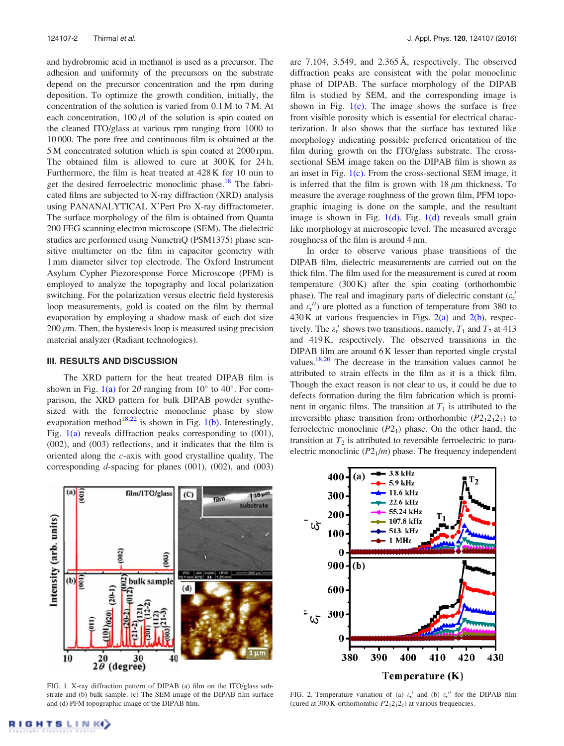and hydrobromic acid in methanol is used as a precursor. The adhesion and uniformity of the precursors on the substrate depend on the precursor concentration and the rpm during deposition. To optimize the growth condition, initially, the concentration of the solution is varied from 0.1 M to 7 M. At each concentration, 100 $\mu$l of the solution is spin coated on the cleaned ITO/glass at various rpm ranging from 1000 to 10 000. The pore free and continuous film is obtained at the 5 M concentrated solution which is spin coated at 2000 rpm. The obtained film is allowed to cure at 300 K for 24 h. Furthermore, the film is heat treated at 428 K for 10 min to get the desired ferroelectric monoclinic phase.[18] The fabricated films are subjected to X-ray diffraction (XRD) analysis using PANANALYTICAL X'Pert Pro X-ray diffractometer. The surface morphology of the film is obtained from Quanta 200 FEG scanning electron microscope (SEM). The dielectric studies are performed using NumetriQ (PSM1375) phase sensitive multimeter on the film in capacitor geometry with 1 mm diameter silver top electrode. The Oxford Instrument Asylum Cypher Piezoresponse Force Microscope (PFM) is employed to analyze the topography and local polarization switching. For the polarization versus electric field hysteresis loop measurements, gold is coated on the film by thermal evaporation by employing a shadow mask of each dot size 200 $\mu$m. Then, the hysteresis loop is measured using precision material analyzer (Radiant technologies).

## III. RESULTS AND DISCUSSION

The XRD pattern for the heat treated DIPAB film is shown in Fig. 1(a) for $2\theta$ ranging from 10° to 40°. For comparison, the XRD pattern for bulk DIPAB powder synthesized with the ferroelectric monoclinic phase by slow evaporation method[18,22] is shown in Fig. 1(b). Interestingly, Fig. 1(a) reveals diffraction peaks corresponding to (001), (002), and (003) reflections, and it indicates that the film is oriented along the *c*-axis with good crystalline quality. The corresponding *d*-spacing for planes (001), (002), and (003) are 7.104, 3.549, and 2.365 Å, respectively. The observed diffraction peaks are consistent with the polar monoclinic phase of DIPAB. The surface morphology of the DIPAB film is studied by SEM, and the corresponding image is shown in Fig. 1(c). The image shows the surface is free from visible porosity which is essential for electrical characterization. It also shows that the surface has textured like morphology indicating possible preferred orientation of the film during growth on the ITO/glass substrate. The cross-sectional SEM image taken on the DIPAB film is shown as an inset in Fig. 1(c). From the cross-sectional SEM image, it is inferred that the film is grown with 18 $\mu$m thickness. To measure the average roughness of the grown film, PFM topographic imaging is done on the sample, and the resultant image is shown in Fig. 1(d). Fig. 1(d) reveals small grain like morphology at microscopic level. The measured average roughness of the film is around 4 nm.

In order to observe various phase transitions of the DIPAB film, dielectric measurements are carried out on the thick film. The film used for the measurement is cured at room temperature (300 K) after the spin coating (orthorhombic phase). The real and imaginary parts of dielectric constant ($\varepsilon_r'$ and $\varepsilon_r''$) are plotted as a function of temperature from 380 to 430 K at various frequencies in Figs. 2(a) and 2(b), respectively. The $\varepsilon_r'$ shows two transitions, namely, $T_1$ and $T_2$ at 413 and 419 K, respectively. The observed transitions in the DIPAB film are around 6 K lesser than reported single crystal values.[18,20] The decrease in the transition values cannot be attributed to strain effects in the film as it is a thick film. Though the exact reason is not clear to us, it could be due to defects formation during the film fabrication which is prominent in organic films. The transition at $T_1$ is attributed to the irreversible phase transition from orthorhombic ($P2_12_12_1$) to ferroelectric monoclinic ($P2_1$) phase. On the other hand, the transition at $T_2$ is attributed to reversible ferroelectric to paraelectric monoclinic ($P2_1/m$) phase. The frequency independent

FIG. 1. X-ray diffraction pattern of DIPAB (a) film on the ITO/glass substrate and (b) bulk sample. (c) The SEM image of the DIPAB film surface and (d) PFM topographic image of the DIPAB film.

FIG. 2. Temperature variation of (a) $\varepsilon_r'$ and (b) $\varepsilon_r''$ for the DIPAB film (cured at 300 K-orthorhombic-$P2_12_12_1$) at various frequencies.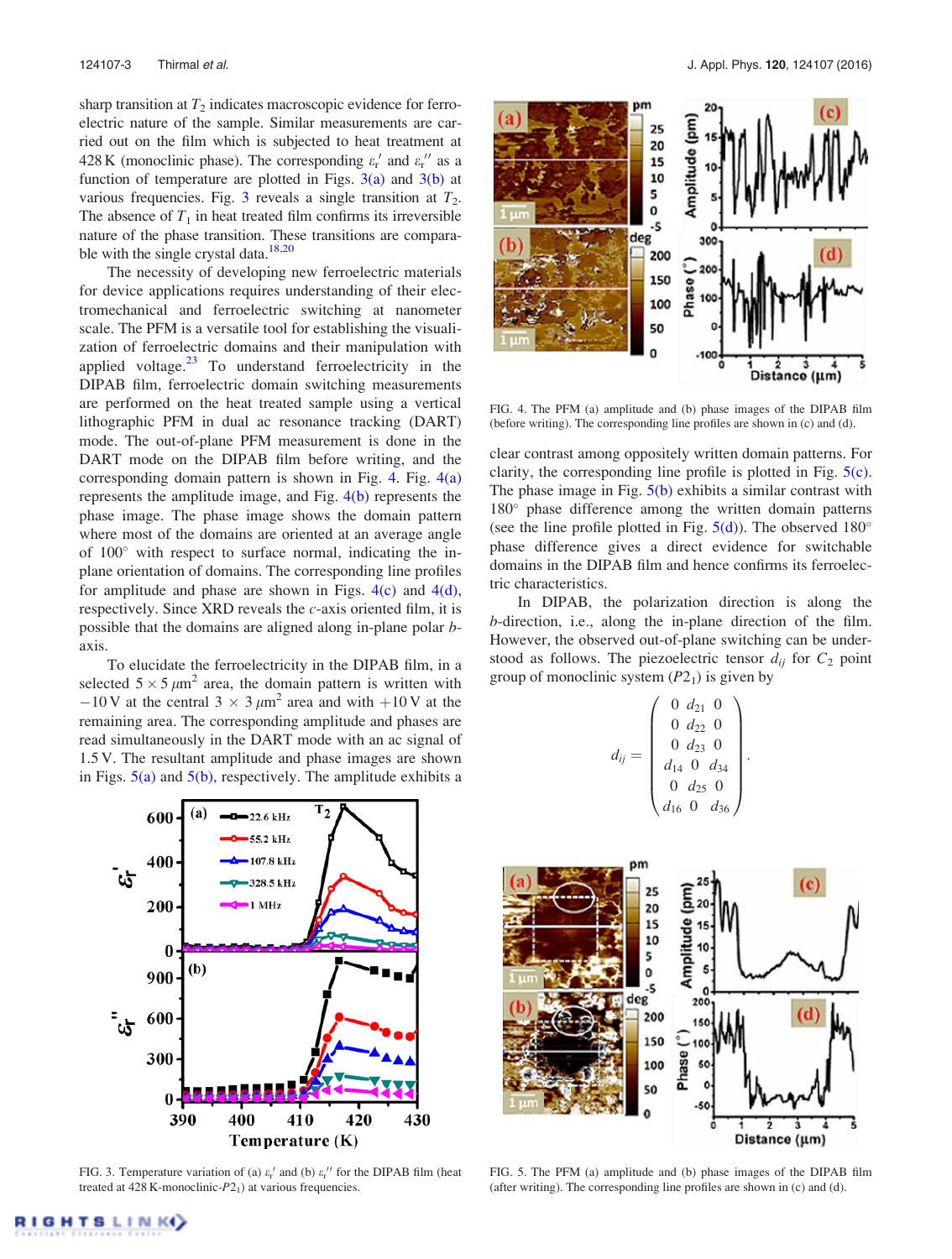sharp transition at $T_2$ indicates macroscopic evidence for ferroelectric nature of the sample. Similar measurements are carried out on the film which is subjected to heat treatment at 428 K (monoclinic phase). The corresponding $\varepsilon_r'$ and $\varepsilon_r''$ as a function of temperature are plotted in Figs. 3(a) and 3(b) at various frequencies. Fig. 3 reveals a single transition at $T_2$. The absence of $T_1$ in heat treated film confirms its irreversible nature of the phase transition. These transitions are comparable with the single crystal data.[18,20]

The necessity of developing new ferroelectric materials for device applications requires understanding of their electromechanical and ferroelectric switching at nanometer scale. The PFM is a versatile tool for establishing the visualization of ferroelectric domains and their manipulation with applied voltage.[23] To understand ferroelectricity in the DIPAB film, ferroelectric domain switching measurements are performed on the heat treated sample using a vertical lithographic PFM in dual ac resonance tracking (DART) mode. The out-of-plane PFM measurement is done in the DART mode on the DIPAB film before writing, and the corresponding domain pattern is shown in Fig. 4. Fig. 4(a) represents the amplitude image, and Fig. 4(b) represents the phase image. The phase image shows the domain pattern where most of the domains are oriented at an average angle of 100° with respect to surface normal, indicating the in-plane orientation of domains. The corresponding line profiles for amplitude and phase are shown in Figs. 4(c) and 4(d), respectively. Since XRD reveals the *c*-axis oriented film, it is possible that the domains are aligned along in-plane polar *b*-axis.

To elucidate the ferroelectricity in the DIPAB film, in a selected $5 \times 5\,\mu m^2$ area, the domain pattern is written with $-10$ V at the central $3 \times 3\,\mu m^2$ area and with $+10$ V at the remaining area. The corresponding amplitude and phases are read simultaneously in the DART mode with an ac signal of 1.5 V. The resultant amplitude and phase images are shown in Figs. 5(a) and 5(b), respectively. The amplitude exhibits a clear contrast among oppositely written domain patterns. For clarity, the corresponding line profile is plotted in Fig. 5(c). The phase image in Fig. 5(b) exhibits a similar contrast with 180° phase difference among the written domain patterns (see the line profile plotted in Fig. 5(d)). The observed 180° phase difference gives a direct evidence for switchable domains in the DIPAB film and hence confirms its ferroelectric characteristics.

FIG. 3. Temperature variation of (a) $\varepsilon_r'$ and (b) $\varepsilon_r''$ for the DIPAB film (heat treated at 428 K-monoclinic-$P2_1$) at various frequencies.

FIG. 4. The PFM (a) amplitude and (b) phase images of the DIPAB film (before writing). The corresponding line profiles are shown in (c) and (d).

In DIPAB, the polarization direction is along the *b*-direction, i.e., along the in-plane direction of the film. However, the observed out-of-plane switching can be understood as follows. The piezoelectric tensor $d_{ij}$ for $C_2$ point group of monoclinic system ($P2_1$) is given by

$$d_{ij} = \begin{pmatrix} 0 & d_{21} & 0 \\ 0 & d_{22} & 0 \\ 0 & d_{23} & 0 \\ d_{14} & 0 & d_{34} \\ 0 & d_{25} & 0 \\ d_{16} & 0 & d_{36} \end{pmatrix}.$$

FIG. 5. The PFM (a) amplitude and (b) phase images of the DIPAB film (after writing). The corresponding line profiles are shown in (c) and (d).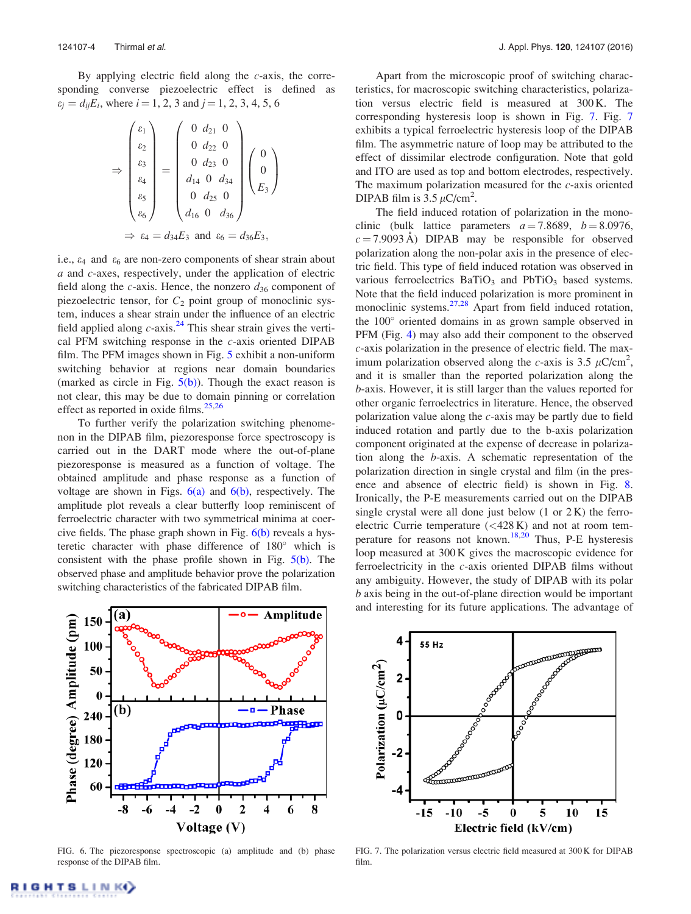By applying electric field along the $c$-axis, the corresponding converse piezoelectric effect is defined as $\varepsilon_j = d_{ij}E_i$, where $i = 1, 2, 3$ and $j = 1, 2, 3, 4, 5, 6$

$$\Rightarrow \begin{pmatrix} \varepsilon_1 \\ \varepsilon_2 \\ \varepsilon_3 \\ \varepsilon_4 \\ \varepsilon_5 \\ \varepsilon_6 \end{pmatrix} = \begin{pmatrix} 0 & d_{21} & 0 \\ 0 & d_{22} & 0 \\ 0 & d_{23} & 0 \\ d_{14} & 0 & d_{34} \\ 0 & d_{25} & 0 \\ d_{16} & 0 & d_{36} \end{pmatrix} \begin{pmatrix} 0 \\ 0 \\ E_3 \end{pmatrix}$$

$$\Rightarrow \varepsilon_4 = d_{34}E_3 \text{ and } \varepsilon_6 = d_{36}E_3,$$

i.e., $\varepsilon_4$ and $\varepsilon_6$ are non-zero components of shear strain about $a$ and $c$-axes, respectively, under the application of electric field along the $c$-axis. Hence, the nonzero $d_{36}$ component of piezoelectric tensor, for $C_2$ point group of monoclinic system, induces a shear strain under the influence of an electric field applied along $c$-axis.[24] This shear strain gives the vertical PFM switching response in the $c$-axis oriented DIPAB film. The PFM images shown in Fig. 5 exhibit a non-uniform switching behavior at regions near domain boundaries (marked as circle in Fig. 5(b)). Though the exact reason is not clear, this may be due to domain pinning or correlation effect as reported in oxide films.[25,26]

To further verify the polarization switching phenomenon in the DIPAB film, piezoresponse force spectroscopy is carried out in the DART mode where the out-of-plane piezoresponse is measured as a function of voltage. The obtained amplitude and phase response as a function of voltage are shown in Figs. 6(a) and 6(b), respectively. The amplitude plot reveals a clear butterfly loop reminiscent of ferroelectric character with two symmetrical minima at coercive fields. The phase graph shown in Fig. 6(b) reveals a hysteretic character with phase difference of 180° which is consistent with the phase profile shown in Fig. 5(b). The observed phase and amplitude behavior prove the polarization switching characteristics of the fabricated DIPAB film.

FIG. 6. The piezoresponse spectroscopic (a) amplitude and (b) phase response of the DIPAB film.

Apart from the microscopic proof of switching characteristics, for macroscopic switching characteristics, polarization versus electric field is measured at 300 K. The corresponding hysteresis loop is shown in Fig. 7. Fig. 7 exhibits a typical ferroelectric hysteresis loop of the DIPAB film. The asymmetric nature of loop may be attributed to the effect of dissimilar electrode configuration. Note that gold and ITO are used as top and bottom electrodes, respectively. The maximum polarization measured for the $c$-axis oriented DIPAB film is 3.5 $\mu$C/cm$^2$.

The field induced rotation of polarization in the monoclinic (bulk lattice parameters $a = 7.8689$, $b = 8.0976$, $c = 7.9093$ Å) DIPAB may be responsible for observed polarization along the non-polar axis in the presence of electric field. This type of field induced rotation was observed in various ferroelectrics $BaTiO_3$ and $PbTiO_3$ based systems. Note that the field induced polarization is more prominent in monoclinic systems.[27,28] Apart from field induced rotation, the 100° oriented domains in as grown sample observed in PFM (Fig. 4) may also add their component to the observed $c$-axis polarization in the presence of electric field. The maximum polarization observed along the $c$-axis is 3.5 $\mu$C/cm$^2$, and it is smaller than the reported polarization along the $b$-axis. However, it is still larger than the values reported for other organic ferroelectrics in literature. Hence, the observed polarization value along the $c$-axis may be partly due to field induced rotation and partly due to the b-axis polarization component originated at the expense of decrease in polarization along the $b$-axis. A schematic representation of the polarization direction in single crystal and film (in the presence and absence of electric field) is shown in Fig. 8. Ironically, the P-E measurements carried out on the DIPAB single crystal were all done just below (1 or 2 K) the ferroelectric Currie temperature (<428 K) and not at room temperature for reasons not known.[18,20] Thus, P-E hysteresis loop measured at 300 K gives the macroscopic evidence for ferroelectricity in the $c$-axis oriented DIPAB films without any ambiguity. However, the study of DIPAB with its polar $b$ axis being in the out-of-plane direction would be important and interesting for its future applications. The advantage of

FIG. 7. The polarization versus electric field measured at 300 K for DIPAB film.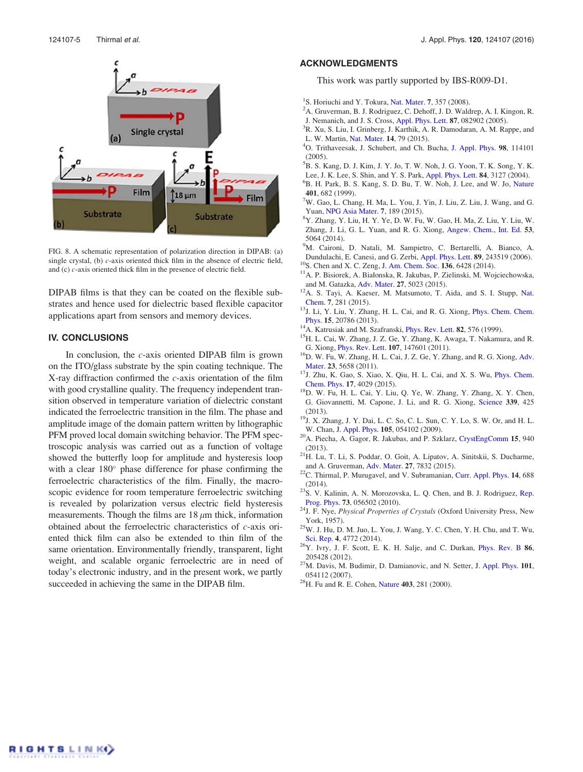DIPAB

P

Single crystal

(a)

c a b

DIPAB

P

Film

Substrate

(b)

c a b

E

DIPAB

P

P

Film

18 μm

Substrate

(c)

FIG. 8. A schematic representation of polarization direction in DIPAB: (a) single crystal, (b) *c*-axis oriented thick film in the absence of electric field, and (c) *c*-axis oriented thick film in the presence of electric field.

DIPAB films is that they can be coated on the flexible substrates and hence used for dielectric based flexible capacitor applications apart from sensors and memory devices.

## IV. CONCLUSIONS

In conclusion, the *c*-axis oriented DIPAB film is grown on the ITO/glass substrate by the spin coating technique. The X-ray diffraction confirmed the *c*-axis orientation of the film with good crystalline quality. The frequency independent transition observed in temperature variation of dielectric constant indicated the ferroelectric transition in the film. The phase and amplitude image of the domain pattern written by lithographic PFM proved local domain switching behavior. The PFM spectroscopic analysis was carried out as a function of voltage showed the butterfly loop for amplitude and hysteresis loop with a clear 180° phase difference for phase confirming the ferroelectric characteristics of the film. Finally, the macroscopic evidence for room temperature ferroelectric switching is revealed by polarization versus electric field hysteresis measurements. Though the films are 18 $\mu$m thick, information obtained about the ferroelectric characteristics of *c*-axis oriented thick film can also be extended to thin film of the same orientation. Environmentally friendly, transparent, light weight, and scalable organic ferroelectric are in need of today's electronic industry, and in the present work, we partly succeeded in achieving the same in the DIPAB film.

## ACKNOWLEDGMENTS

This work was partly supported by IBS-R009-D1.

[1] S. Horiuchi and Y. Tokura, Nat. Mater. **7**, 357 (2008).
[2] A. Gruverman, B. J. Rodriguez, C. Dehoff, J. D. Waldrep, A. I. Kingon, R. J. Nemanich, and J. S. Cross, Appl. Phys. Lett. **87**, 082902 (2005).
[3] R. Xu, S. Liu, I. Grinberg, J. Karthik, A. R. Damodaran, A. M. Rappe, and L. W. Martin, Nat. Mater. **14**, 79 (2015).
[4] O. Trithaveesak, J. Schubert, and Ch. Bucha, J. Appl. Phys. **98**, 114101 (2005).
[5] B. S. Kang, D. J. Kim, J. Y. Jo, T. W. Noh, J. G. Yoon, T. K. Song, Y. K. Lee, J. K. Lee, S. Shin, and Y. S. Park, Appl. Phys. Lett. **84**, 3127 (2004).
[6] B. H. Park, B. S. Kang, S. D. Bu, T. W. Noh, J. Lee, and W. Jo, Nature **401**, 682 (1999).
[7] W. Gao, L. Chang, H. Ma, L. You, J. Yin, J. Liu, Z. Liu, J. Wang, and G. Yuan, NPG Asia Mater. **7**, 189 (2015).
[8] Y. Zhang, Y. Liu, H. Y. Ye, D. W. Fu, W. Gao, H. Ma, Z. Liu, Y. Liu, W. Zhang, J. Li, G. L. Yuan, and R. G. Xiong, Angew. Chem., Int. Ed. **53**, 5064 (2014).
[9] M. Caironi, D. Natali, M. Sampietro, C. Bertarelli, A. Bianco, A. Dundulachi, E. Canesi, and G. Zerbi, Appl. Phys. Lett. **89**, 243519 (2006).
[10] S. Chen and X. C. Zeng, J. Am. Chem. Soc. **136**, 6428 (2014).
[11] A. P. Bisiorek, A. Białonska, R. Jakubas, P. Zielinski, M. Wojciechowska, and M. Gatazka, Adv. Mater. **27**, 5023 (2015).
[12] A. S. Tayi, A. Kaeser, M. Matsumoto, T. Aida, and S. I. Stupp, Nat. Chem. **7**, 281 (2015).
[13] J. Li, Y. Liu, Y. Zhang, H. L. Cai, and R. G. Xiong, Phys. Chem. Chem. Phys. **15**, 20786 (2013).
[14] A. Katrusiak and M. Szafranski, Phys. Rev. Lett. **82**, 576 (1999).
[15] H. L. Cai, W. Zhang, J. Z. Ge, Y. Zhang, K. Awaga, T. Nakamura, and R. G. Xiong, Phys. Rev. Lett. **107**, 147601 (2011).
[16] D. W. Fu, W. Zhang, H. L. Cai, J. Z. Ge, Y. Zhang, and R. G. Xiong, Adv. Mater. **23**, 5658 (2011).
[17] J. Zhu, K. Gao, S. Xiao, X. Qiu, H. L. Cai, and X. S. Wu, Phys. Chem. Chem. Phys. **17**, 4029 (2015).
[18] D. W. Fu, H. L. Cai, Y. Liu, Q. Ye, W. Zhang, Y. Zhang, X. Y. Chen, G. Giovannetti, M. Capone, J. Li, and R. G. Xiong, Science **339**, 425 (2013).
[19] J. X. Zhang, J. Y. Dai, L. C. So, C. L. Sun, C. Y. Lo, S. W. Or, and H. L. W. Chan, J. Appl. Phys. **105**, 054102 (2009).
[20] A. Piecha, A. Gagor, R. Jakubas, and P. Szklarz, CrystEngComm **15**, 940 (2013).
[21] H. Lu, T. Li, S. Poddar, O. Goit, A. Lipatov, A. Sinitskii, S. Ducharme, and A. Gruverman, Adv. Mater. **27**, 7832 (2015).
[22] C. Thirmal, P. Murugavel, and V. Subramanian, Curr. Appl. Phys. **14**, 688 (2014).
[23] S. V. Kalinin, A. N. Morozovska, L. Q. Chen, and B. J. Rodriguez, Rep. Prog. Phys. **73**, 056502 (2010).
[24] J. F. Nye, *Physical Properties of Crystals* (Oxford University Press, New York, 1957).
[25] W. J. Hu, D. M. Juo, L. You, J. Wang, Y. C. Chen, Y. H. Chu, and T. Wu, Sci. Rep. **4**, 4772 (2014).
[26] Y. Ivry, J. F. Scott, E. K. H. Salje, and C. Durkan, Phys. Rev. B **86**, 205428 (2012).
[27] M. Davis, M. Budimir, D. Damianovic, and N. Setter, J. Appl. Phys. **101**, 054112 (2007).
[28] H. Fu and R. E. Cohen, Nature **403**, 281 (2000).